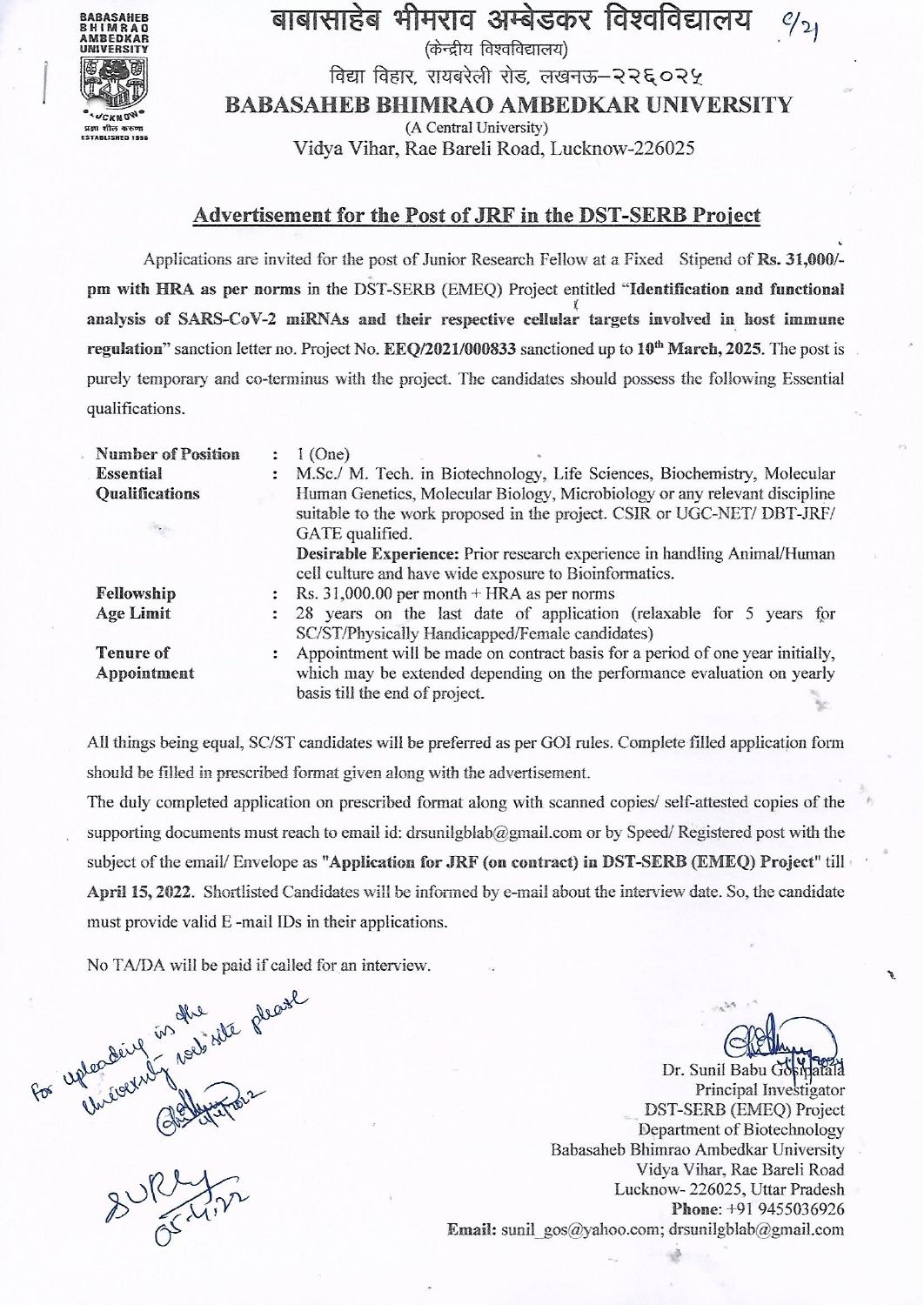बाबासाहेब भीमराव अम्बेडकर विश्वविद्यालय

(केन्द्रीय विश्वविद्यालय)

विद्या विहार, रायबरेली रोड, लखनऊ–२२६०२५

# BABASAHEB BHIMRAO AMBEDKAR UNIVERSITY

(A Central University)

Vidya Vihar, Rae Bareli Road, Lucknow-226025

## Advertisement for the Post of JRF in the DST-SERB Project

Applications are invited for the post of Junior Research Fellow at a Fixed Stipend of **Rs. 31,000/- pm with HRA as per norms** in the DST-SERB (EMEQ) Project entitled "**Identification and functional analysis of SARS-CoV-2 miRNAs and their respective cellular targets involved in host immune regulation**" sanction letter no. Project No. **EEQ/2021/000833** sanctioned up to **10th March, 2025**. The post is purely temporary and co-terminus with the project. The candidates should possess the following Essential qualifications.

| | | |
|---|---|---|
| **Number of Position** | : | 1 (One) |
| **Essential Qualifications** | : | M.Sc./ M. Tech. in Biotechnology, Life Sciences, Biochemistry, Molecular Human Genetics, Molecular Biology, Microbiology or any relevant discipline suitable to the work proposed in the project. CSIR or UGC-NET/ DBT-JRF/ GATE qualified. **Desirable Experience:** Prior research experience in handling Animal/Human cell culture and have wide exposure to Bioinformatics. |
| **Fellowship** | : | Rs. 31,000.00 per month + HRA as per norms |
| **Age Limit** | : | 28 years on the last date of application (relaxable for 5 years for SC/ST/Physically Handicapped/Female candidates) |
| **Tenure of Appointment** | : | Appointment will be made on contract basis for a period of one year initially, which may be extended depending on the performance evaluation on yearly basis till the end of project. |

All things being equal, SC/ST candidates will be preferred as per GOI rules. Complete filled application form should be filled in prescribed format given along with the advertisement.

The duly completed application on prescribed format along with scanned copies/ self-attested copies of the supporting documents must reach to email id: drsunilgblab@gmail.com or by Speed/ Registered post with the subject of the email/ Envelope as **"Application for JRF (on contract) in DST-SERB (EMEQ) Project"** till **April 15, 2022.** Shortlisted Candidates will be informed by e-mail about the interview date. So, the candidate must provide valid E -mail IDs in their applications.

No TA/DA will be paid if called for an interview.

For uploading in the University web site please

Dr. Sunil Babu Gosipatala
Principal Investigator
DST-SERB (EMEQ) Project
Department of Biotechnology
Babasaheb Bhimrao Ambedkar University
Vidya Vihar, Rae Bareli Road
Lucknow- 226025, Uttar Pradesh
**Phone**: +91 9455036926
**Email:** sunil_gos@yahoo.com; drsunilgblab@gmail.com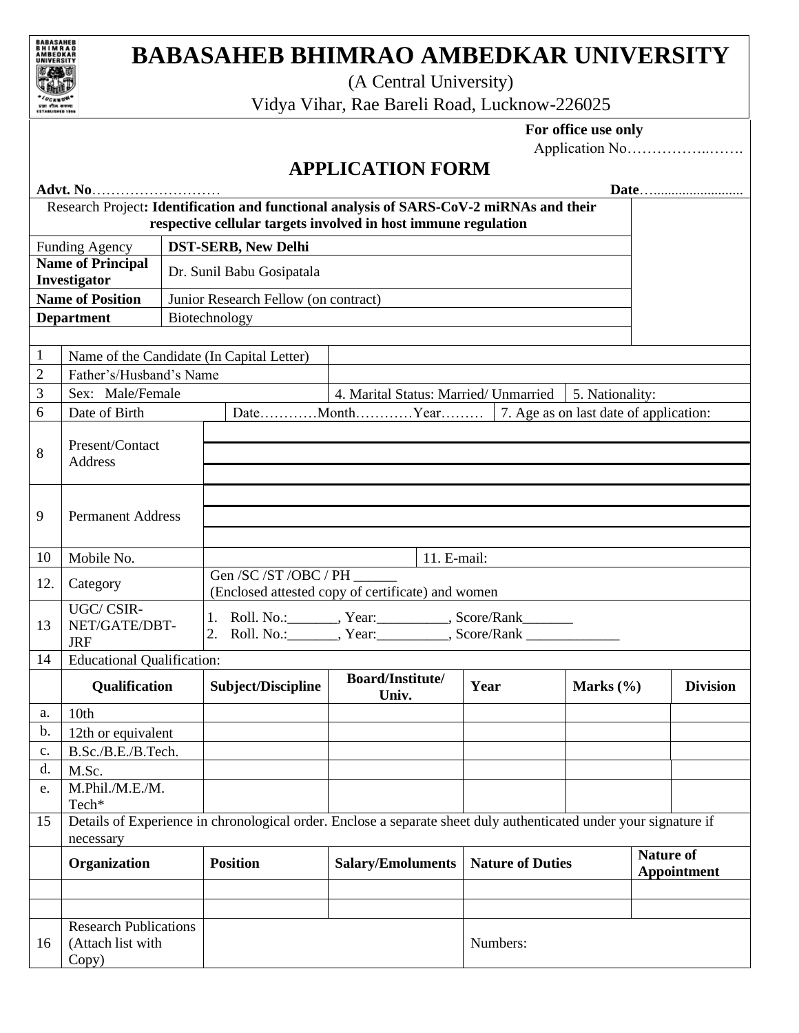# BABASAHEB BHIMRAO AMBEDKAR UNIVERSITY

(A Central University)

Vidya Vihar, Rae Bareli Road, Lucknow-226025

**For office use only**

Application No……………..…….

## APPLICATION FORM

**Advt. No**……………………… **Date**…........................

| Research Project**: Identification and functional analysis of SARS-CoV-2 miRNAs and their respective cellular targets involved in host immune regulation** | |
|---|---|
| Funding Agency | **DST-SERB, New Delhi** |
| **Name of Principal Investigator** | Dr. Sunil Babu Gosipatala |
| **Name of Position** | Junior Research Fellow (on contract) |
| **Department** | Biotechnology |

| | | | | | | |
|---|---|---|---|---|---|---|
| 1 | Name of the Candidate (In Capital Letter) | | | | | |
| 2 | Father's/Husband's Name | | | | | |
| 3 | Sex: Male/Female | | 4. Marital Status: Married/ Unmarried | | 5. Nationality: | |
| 6 | Date of Birth | Date…………Month…………Year……… | | 7. Age as on last date of application: | | |
| 8 | Present/Contact Address | | | | | |
| 9 | Permanent Address | | | | | |
| 10 | Mobile No. | | 11. E-mail: | | | |
| 12. | Category | Gen /SC /ST /OBC / PH ______ (Enclosed attested copy of certificate) and women | | | | |
| 13 | UGC/ CSIR-NET/GATE/DBT-JRF | 1. Roll. No.:_______, Year:__________, Score/Rank_______ 2. Roll. No.:_______, Year:__________, Score/Rank _____________ | | | | |
| 14 | Educational Qualification: | | | | | |
| | **Qualification** | **Subject/Discipline** | **Board/Institute/ Univ.** | **Year** | **Marks (%)** | **Division** |
| a. | 10th | | | | | |
| b. | 12th or equivalent | | | | | |
| c. | B.Sc./B.E./B.Tech. | | | | | |
| d. | M.Sc. | | | | | |
| e. | M.Phil./M.E./M. Tech* | | | | | |
| 15 | Details of Experience in chronological order. Enclose a separate sheet duly authenticated under your signature if necessary | | | | | |
| | **Organization** | **Position** | **Salary/Emoluments** | **Nature of Duties** | | **Nature of Appointment** |
| | | | | | | |
| | | | | | | |
| 16 | Research Publications (Attach list with Copy) | | | Numbers: | | |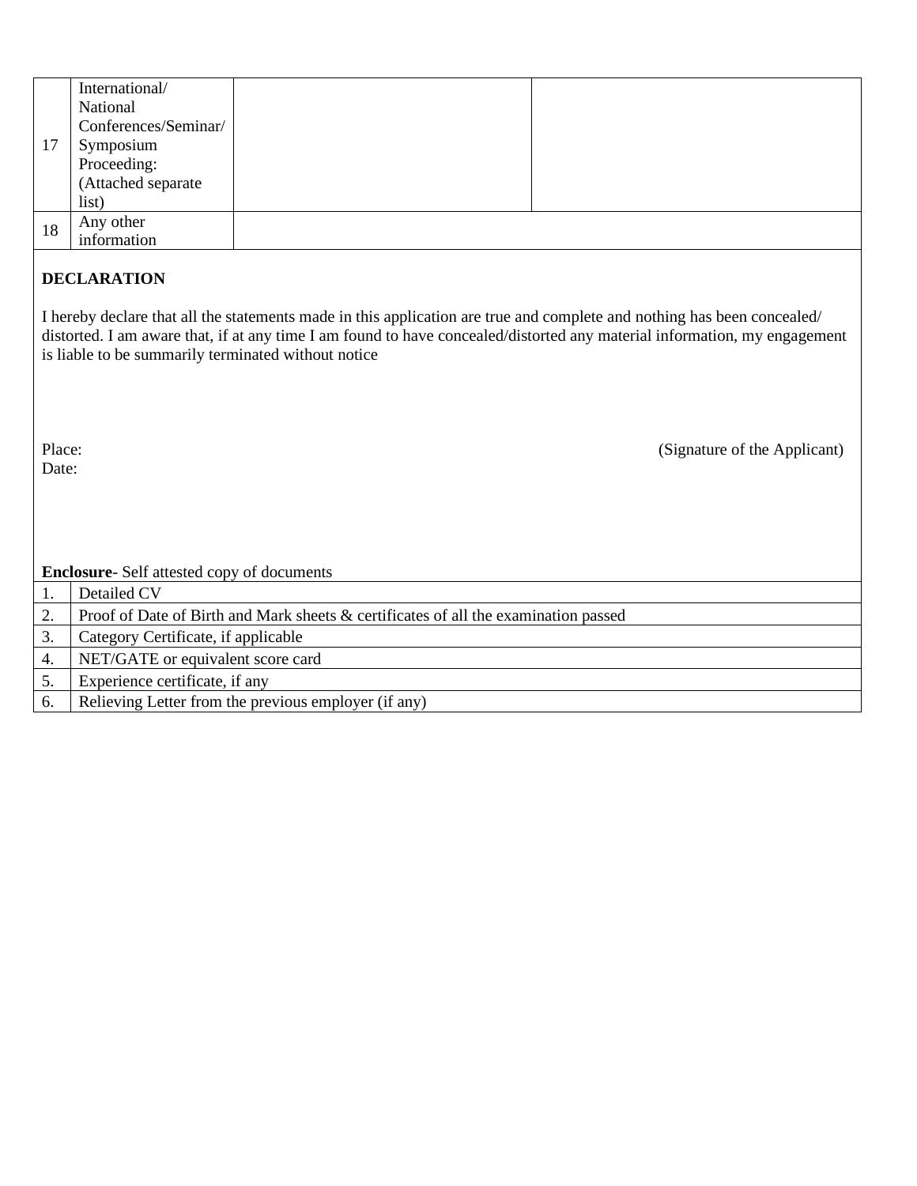| | | | |
|---|---|---|---|
| 17 | International/ National Conferences/Seminar/ Symposium Proceeding: (Attached separate list) | | |
| 18 | Any other information | | |

**DECLARATION**

I hereby declare that all the statements made in this application are true and complete and nothing has been concealed/ distorted. I am aware that, if at any time I am found to have concealed/distorted any material information, my engagement is liable to be summarily terminated without notice

Place: (Signature of the Applicant)

Date:

**Enclosure**- Self attested copy of documents

| | |
|---|---|
| 1. | Detailed CV |
| 2. | Proof of Date of Birth and Mark sheets & certificates of all the examination passed |
| 3. | Category Certificate, if applicable |
| 4. | NET/GATE or equivalent score card |
| 5. | Experience certificate, if any |
| 6. | Relieving Letter from the previous employer (if any) |